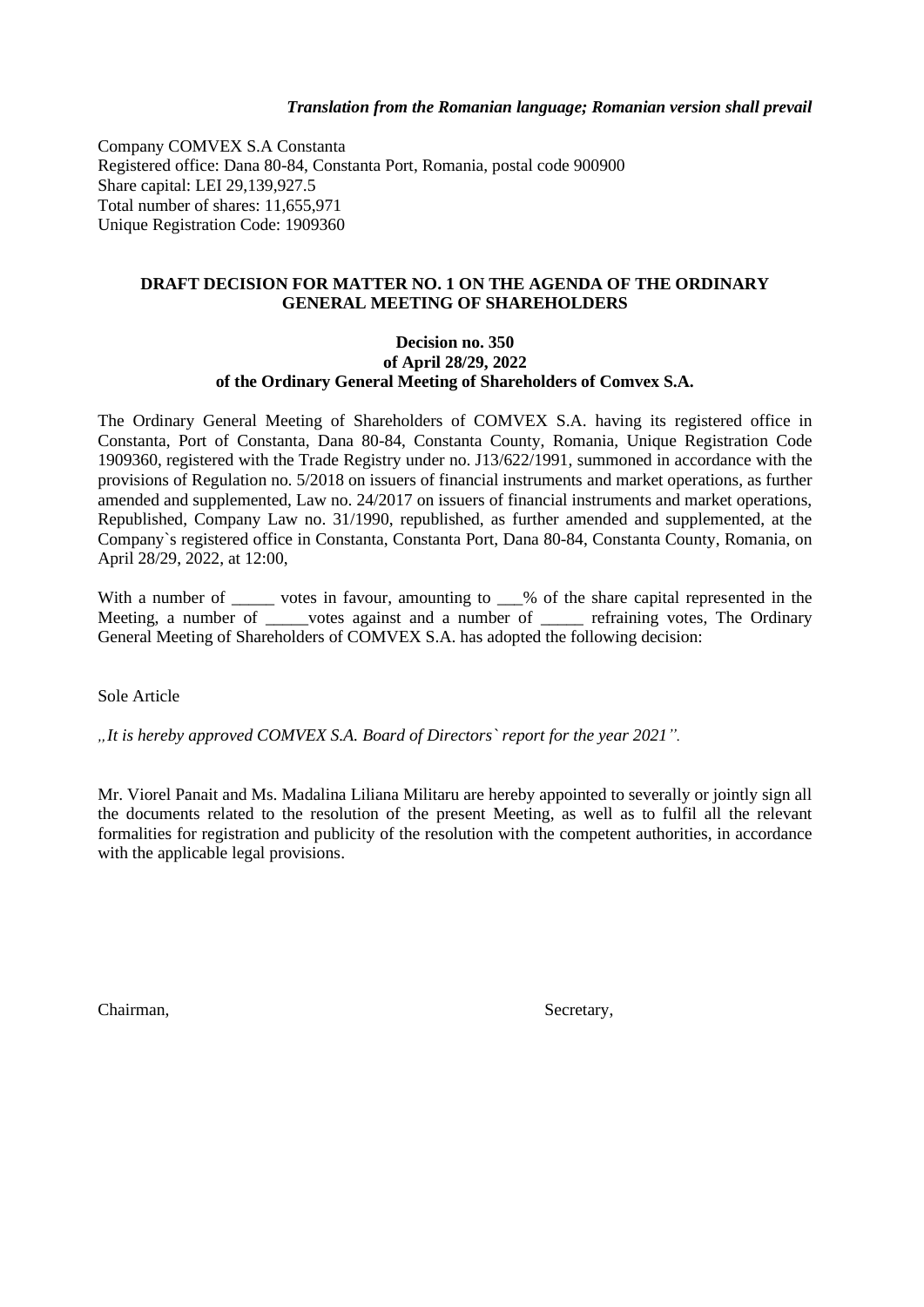*Translation from the Romanian language; Romanian version shall prevail*

Company COMVEX S.A Constanta
Registered office: Dana 80-84, Constanta Port, Romania, postal code 900900
Share capital: LEI 29,139,927.5
Total number of shares: 11,655,971
Unique Registration Code: 1909360

**DRAFT DECISION FOR MATTER NO. 1 ON THE AGENDA OF THE ORDINARY GENERAL MEETING OF SHAREHOLDERS**

**Decision no. 350**
**of April 28/29, 2022**
**of the Ordinary General Meeting of Shareholders of Comvex S.A.**

The Ordinary General Meeting of Shareholders of COMVEX S.A. having its registered office in Constanta, Port of Constanta, Dana 80-84, Constanta County, Romania, Unique Registration Code 1909360, registered with the Trade Registry under no. J13/622/1991, summoned in accordance with the provisions of Regulation no. 5/2018 on issuers of financial instruments and market operations, as further amended and supplemented, Law no. 24/2017 on issuers of financial instruments and market operations, Republished, Company Law no. 31/1990, republished, as further amended and supplemented, at the Company`s registered office in Constanta, Constanta Port, Dana 80-84, Constanta County, Romania, on April 28/29, 2022, at 12:00,

With a number of _____ votes in favour, amounting to ___% of the share capital represented in the Meeting, a number of _____votes against and a number of _____ refraining votes, The Ordinary General Meeting of Shareholders of COMVEX S.A. has adopted the following decision:

Sole Article

*„It is hereby approved COMVEX S.A. Board of Directors` report for the year 2021".*

Mr. Viorel Panait and Ms. Madalina Liliana Militaru are hereby appointed to severally or jointly sign all the documents related to the resolution of the present Meeting, as well as to fulfil all the relevant formalities for registration and publicity of the resolution with the competent authorities, in accordance with the applicable legal provisions.

Chairman, Secretary,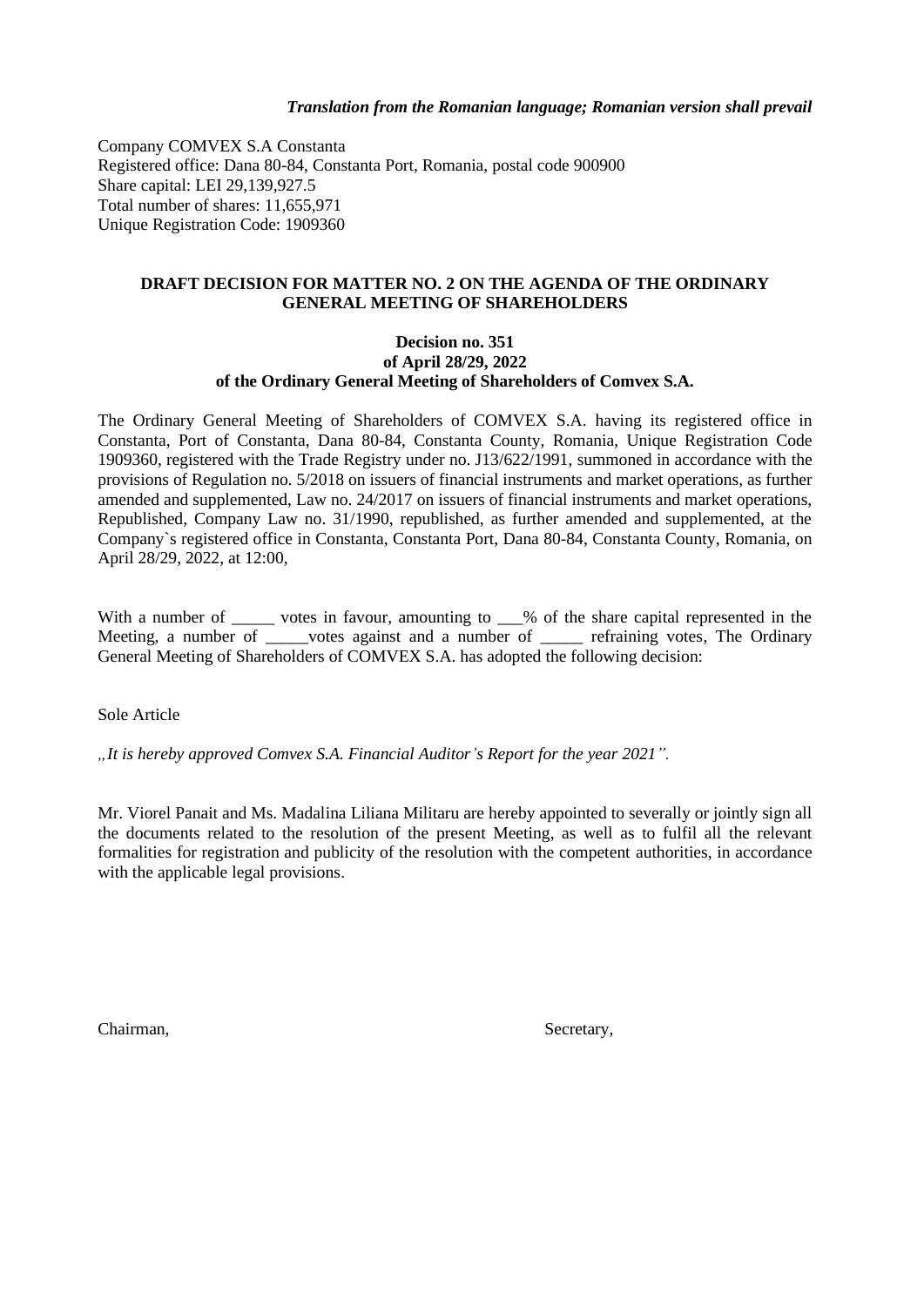*Translation from the Romanian language; Romanian version shall prevail*

Company COMVEX S.A Constanta
Registered office: Dana 80-84, Constanta Port, Romania, postal code 900900
Share capital: LEI 29,139,927.5
Total number of shares: 11,655,971
Unique Registration Code: 1909360

**DRAFT DECISION FOR MATTER NO. 2 ON THE AGENDA OF THE ORDINARY GENERAL MEETING OF SHAREHOLDERS**

**Decision no. 351**
**of April 28/29, 2022**
**of the Ordinary General Meeting of Shareholders of Comvex S.A.**

The Ordinary General Meeting of Shareholders of COMVEX S.A. having its registered office in Constanta, Port of Constanta, Dana 80-84, Constanta County, Romania, Unique Registration Code 1909360, registered with the Trade Registry under no. J13/622/1991, summoned in accordance with the provisions of Regulation no. 5/2018 on issuers of financial instruments and market operations, as further amended and supplemented, Law no. 24/2017 on issuers of financial instruments and market operations, Republished, Company Law no. 31/1990, republished, as further amended and supplemented, at the Company`s registered office in Constanta, Constanta Port, Dana 80-84, Constanta County, Romania, on April 28/29, 2022, at 12:00,

With a number of _____ votes in favour, amounting to ___% of the share capital represented in the Meeting, a number of _____votes against and a number of _____ refraining votes, The Ordinary General Meeting of Shareholders of COMVEX S.A. has adopted the following decision:

Sole Article

*„It is hereby approved Comvex S.A. Financial Auditor's Report for the year 2021".*

Mr. Viorel Panait and Ms. Madalina Liliana Militaru are hereby appointed to severally or jointly sign all the documents related to the resolution of the present Meeting, as well as to fulfil all the relevant formalities for registration and publicity of the resolution with the competent authorities, in accordance with the applicable legal provisions.

Chairman,                                                                 Secretary,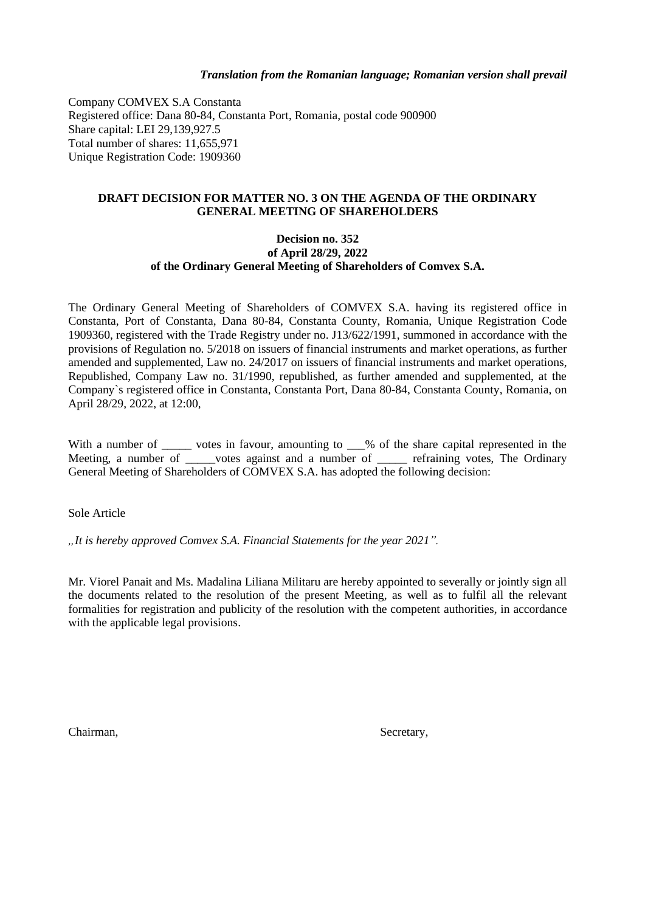*Translation from the Romanian language; Romanian version shall prevail*

Company COMVEX S.A Constanta
Registered office: Dana 80-84, Constanta Port, Romania, postal code 900900
Share capital: LEI 29,139,927.5
Total number of shares: 11,655,971
Unique Registration Code: 1909360

**DRAFT DECISION FOR MATTER NO. 3 ON THE AGENDA OF THE ORDINARY GENERAL MEETING OF SHAREHOLDERS**

**Decision no. 352**
**of April 28/29, 2022**
**of the Ordinary General Meeting of Shareholders of Comvex S.A.**

The Ordinary General Meeting of Shareholders of COMVEX S.A. having its registered office in Constanta, Port of Constanta, Dana 80-84, Constanta County, Romania, Unique Registration Code 1909360, registered with the Trade Registry under no. J13/622/1991, summoned in accordance with the provisions of Regulation no. 5/2018 on issuers of financial instruments and market operations, as further amended and supplemented, Law no. 24/2017 on issuers of financial instruments and market operations, Republished, Company Law no. 31/1990, republished, as further amended and supplemented, at the Company`s registered office in Constanta, Constanta Port, Dana 80-84, Constanta County, Romania, on April 28/29, 2022, at 12:00,

With a number of _____ votes in favour, amounting to ___% of the share capital represented in the Meeting, a number of _____votes against and a number of _____ refraining votes, The Ordinary General Meeting of Shareholders of COMVEX S.A. has adopted the following decision:

Sole Article

*„It is hereby approved Comvex S.A. Financial Statements for the year 2021".*

Mr. Viorel Panait and Ms. Madalina Liliana Militaru are hereby appointed to severally or jointly sign all the documents related to the resolution of the present Meeting, as well as to fulfil all the relevant formalities for registration and publicity of the resolution with the competent authorities, in accordance with the applicable legal provisions.

Chairman, Secretary,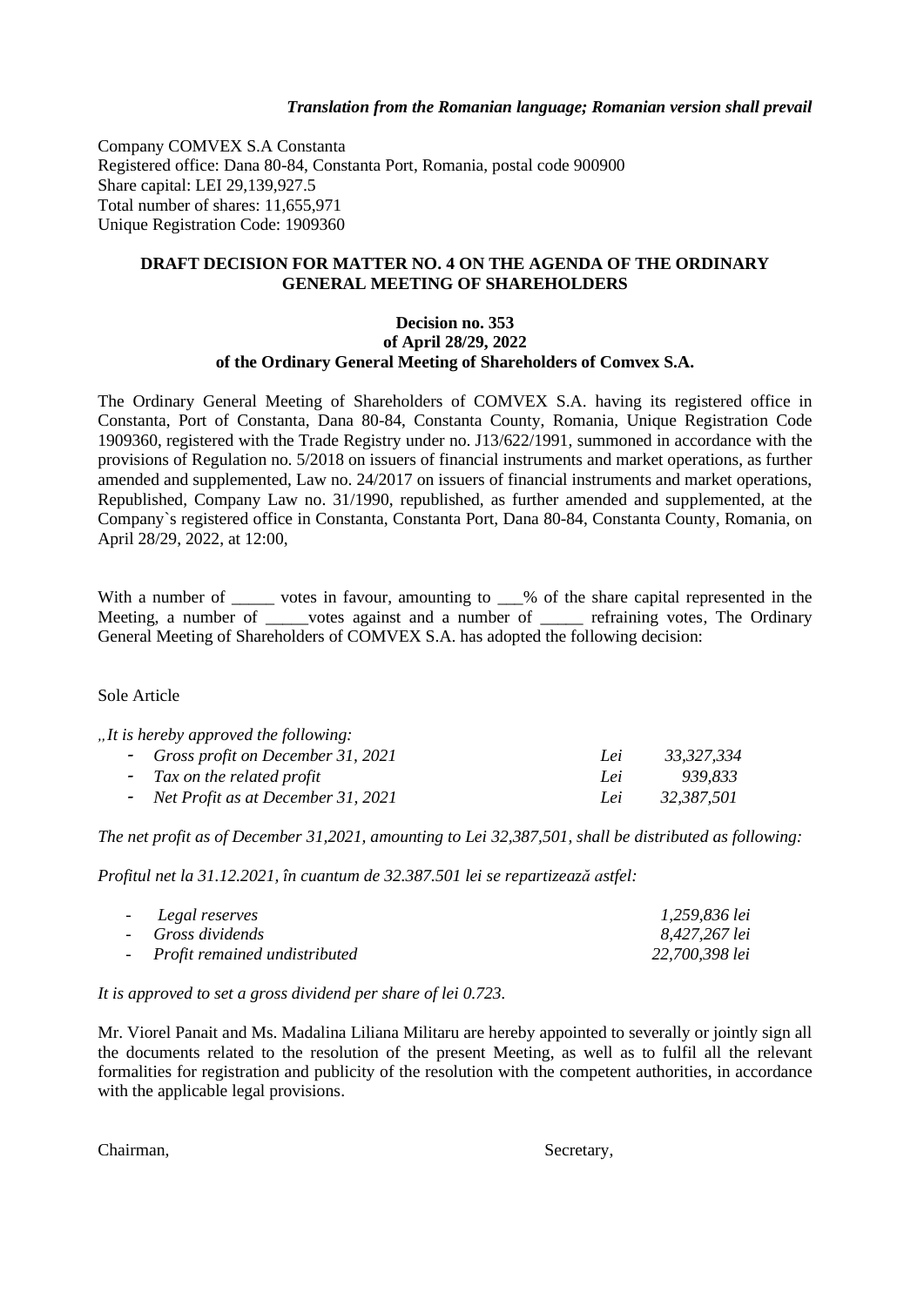*Translation from the Romanian language; Romanian version shall prevail*

Company COMVEX S.A Constanta
Registered office: Dana 80-84, Constanta Port, Romania, postal code 900900
Share capital: LEI 29,139,927.5
Total number of shares: 11,655,971
Unique Registration Code: 1909360

**DRAFT DECISION FOR MATTER NO. 4 ON THE AGENDA OF THE ORDINARY GENERAL MEETING OF SHAREHOLDERS**

**Decision no. 353**
**of April 28/29, 2022**
**of the Ordinary General Meeting of Shareholders of Comvex S.A.**

The Ordinary General Meeting of Shareholders of COMVEX S.A. having its registered office in Constanta, Port of Constanta, Dana 80-84, Constanta County, Romania, Unique Registration Code 1909360, registered with the Trade Registry under no. J13/622/1991, summoned in accordance with the provisions of Regulation no. 5/2018 on issuers of financial instruments and market operations, as further amended and supplemented, Law no. 24/2017 on issuers of financial instruments and market operations, Republished, Company Law no. 31/1990, republished, as further amended and supplemented, at the Company`s registered office in Constanta, Constanta Port, Dana 80-84, Constanta County, Romania, on April 28/29, 2022, at 12:00,

With a number of _____ votes in favour, amounting to ___% of the share capital represented in the Meeting, a number of _____votes against and a number of _____ refraining votes, The Ordinary General Meeting of Shareholders of COMVEX S.A. has adopted the following decision:

Sole Article

*„It is hereby approved the following:*

| | | |
|---|---|---|
| - *Gross profit on December 31, 2021* | *Lei* | *33,327,334* |
| - *Tax on the related profit* | *Lei* | *939,833* |
| - *Net Profit as at December 31, 2021* | *Lei* | *32,387,501* |

*The net profit as of December 31,2021, amounting to Lei 32,387,501, shall be distributed as following:*

*Profitul net la 31.12.2021, în cuantum de 32.387.501 lei se repartizează astfel:*

| | |
|---|---|
| - *Legal reserves* | *1,259,836 lei* |
| - *Gross dividends* | *8,427,267 lei* |
| - *Profit remained undistributed* | *22,700,398 lei* |

*It is approved to set a gross dividend per share of lei 0.723.*

Mr. Viorel Panait and Ms. Madalina Liliana Militaru are hereby appointed to severally or jointly sign all the documents related to the resolution of the present Meeting, as well as to fulfil all the relevant formalities for registration and publicity of the resolution with the competent authorities, in accordance with the applicable legal provisions.

Chairman, Secretary,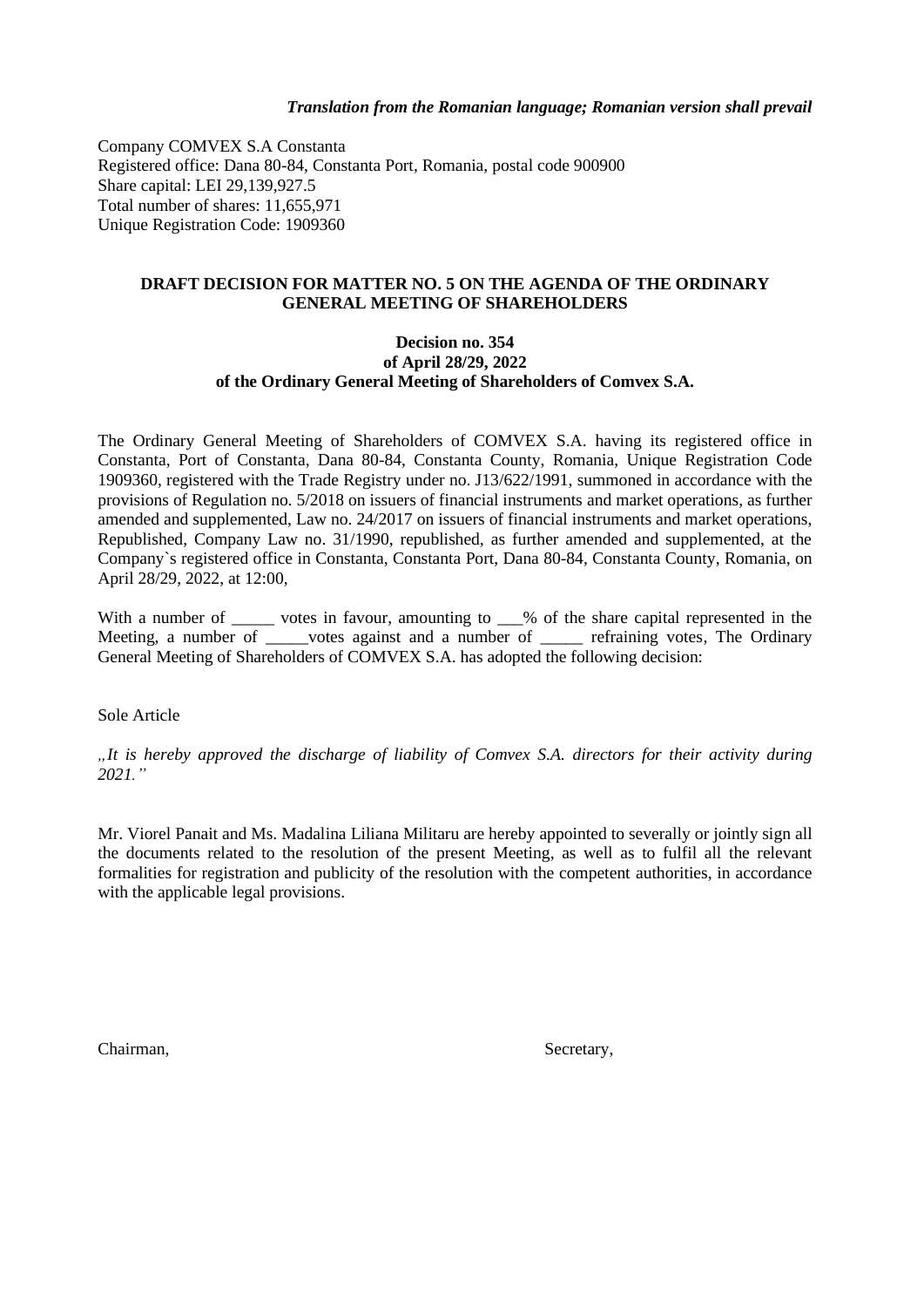*Translation from the Romanian language; Romanian version shall prevail*

Company COMVEX S.A Constanta
Registered office: Dana 80-84, Constanta Port, Romania, postal code 900900
Share capital: LEI 29,139,927.5
Total number of shares: 11,655,971
Unique Registration Code: 1909360

**DRAFT DECISION FOR MATTER NO. 5 ON THE AGENDA OF THE ORDINARY GENERAL MEETING OF SHAREHOLDERS**

**Decision no. 354**
**of April 28/29, 2022**
**of the Ordinary General Meeting of Shareholders of Comvex S.A.**

The Ordinary General Meeting of Shareholders of COMVEX S.A. having its registered office in Constanta, Port of Constanta, Dana 80-84, Constanta County, Romania, Unique Registration Code 1909360, registered with the Trade Registry under no. J13/622/1991, summoned in accordance with the provisions of Regulation no. 5/2018 on issuers of financial instruments and market operations, as further amended and supplemented, Law no. 24/2017 on issuers of financial instruments and market operations, Republished, Company Law no. 31/1990, republished, as further amended and supplemented, at the Company`s registered office in Constanta, Constanta Port, Dana 80-84, Constanta County, Romania, on April 28/29, 2022, at 12:00,

With a number of _____ votes in favour, amounting to ___% of the share capital represented in the Meeting, a number of _____votes against and a number of _____ refraining votes, The Ordinary General Meeting of Shareholders of COMVEX S.A. has adopted the following decision:

Sole Article

*„It is hereby approved the discharge of liability of Comvex S.A. directors for their activity during 2021."*

Mr. Viorel Panait and Ms. Madalina Liliana Militaru are hereby appointed to severally or jointly sign all the documents related to the resolution of the present Meeting, as well as to fulfil all the relevant formalities for registration and publicity of the resolution with the competent authorities, in accordance with the applicable legal provisions.

Chairman, Secretary,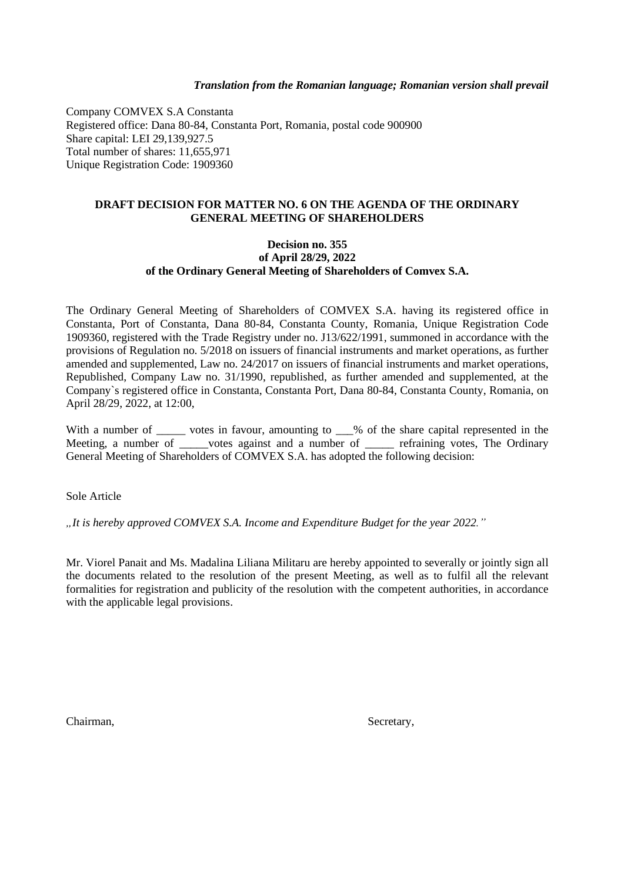*Translation from the Romanian language; Romanian version shall prevail*

Company COMVEX S.A Constanta
Registered office: Dana 80-84, Constanta Port, Romania, postal code 900900
Share capital: LEI 29,139,927.5
Total number of shares: 11,655,971
Unique Registration Code: 1909360

**DRAFT DECISION FOR MATTER NO. 6 ON THE AGENDA OF THE ORDINARY GENERAL MEETING OF SHAREHOLDERS**

**Decision no. 355**
**of April 28/29, 2022**
**of the Ordinary General Meeting of Shareholders of Comvex S.A.**

The Ordinary General Meeting of Shareholders of COMVEX S.A. having its registered office in Constanta, Port of Constanta, Dana 80-84, Constanta County, Romania, Unique Registration Code 1909360, registered with the Trade Registry under no. J13/622/1991, summoned in accordance with the provisions of Regulation no. 5/2018 on issuers of financial instruments and market operations, as further amended and supplemented, Law no. 24/2017 on issuers of financial instruments and market operations, Republished, Company Law no. 31/1990, republished, as further amended and supplemented, at the Company`s registered office in Constanta, Constanta Port, Dana 80-84, Constanta County, Romania, on April 28/29, 2022, at 12:00,

With a number of _____ votes in favour, amounting to ___% of the share capital represented in the Meeting, a number of _____votes against and a number of _____ refraining votes, The Ordinary General Meeting of Shareholders of COMVEX S.A. has adopted the following decision:

Sole Article

*„It is hereby approved COMVEX S.A. Income and Expenditure Budget for the year 2022."*

Mr. Viorel Panait and Ms. Madalina Liliana Militaru are hereby appointed to severally or jointly sign all the documents related to the resolution of the present Meeting, as well as to fulfil all the relevant formalities for registration and publicity of the resolution with the competent authorities, in accordance with the applicable legal provisions.

Chairman,

Secretary,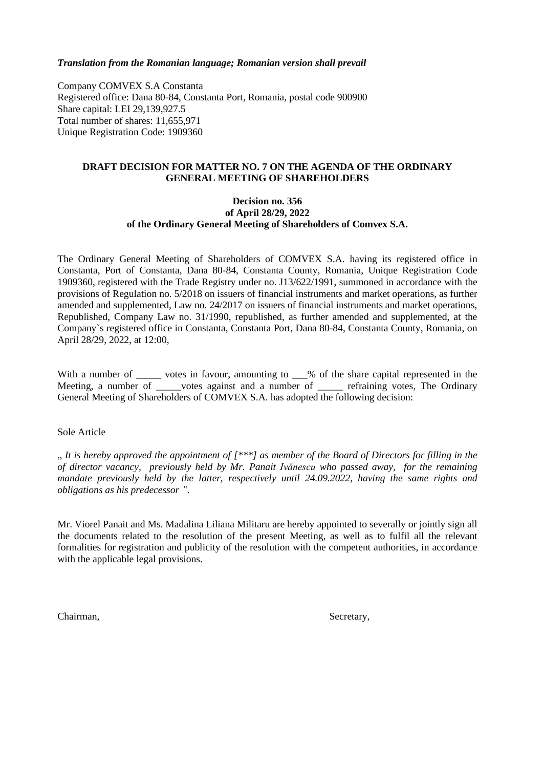***Translation from the Romanian language; Romanian version shall prevail***

Company COMVEX S.A Constanta
Registered office: Dana 80-84, Constanta Port, Romania, postal code 900900
Share capital: LEI 29,139,927.5
Total number of shares: 11,655,971
Unique Registration Code: 1909360

**DRAFT DECISION FOR MATTER NO. 7 ON THE AGENDA OF THE ORDINARY GENERAL MEETING OF SHAREHOLDERS**

**Decision no. 356**
**of April 28/29, 2022**
**of the Ordinary General Meeting of Shareholders of Comvex S.A.**

The Ordinary General Meeting of Shareholders of COMVEX S.A. having its registered office in Constanta, Port of Constanta, Dana 80-84, Constanta County, Romania, Unique Registration Code 1909360, registered with the Trade Registry under no. J13/622/1991, summoned in accordance with the provisions of Regulation no. 5/2018 on issuers of financial instruments and market operations, as further amended and supplemented, Law no. 24/2017 on issuers of financial instruments and market operations, Republished, Company Law no. 31/1990, republished, as further amended and supplemented, at the Company`s registered office in Constanta, Constanta Port, Dana 80-84, Constanta County, Romania, on April 28/29, 2022, at 12:00,

With a number of _____ votes in favour, amounting to ___% of the share capital represented in the Meeting, a number of _____votes against and a number of _____ refraining votes, The Ordinary General Meeting of Shareholders of COMVEX S.A. has adopted the following decision:

Sole Article

„ *It is hereby approved the appointment of [***] as member of the Board of Directors for filling in the of director vacancy, previously held by Mr. Panait Ivănescu who passed away, for the remaining mandate previously held by the latter, respectively until 24.09.2022, having the same rights and obligations as his predecessor ”.*

Mr. Viorel Panait and Ms. Madalina Liliana Militaru are hereby appointed to severally or jointly sign all the documents related to the resolution of the present Meeting, as well as to fulfil all the relevant formalities for registration and publicity of the resolution with the competent authorities, in accordance with the applicable legal provisions.

Chairman, Secretary,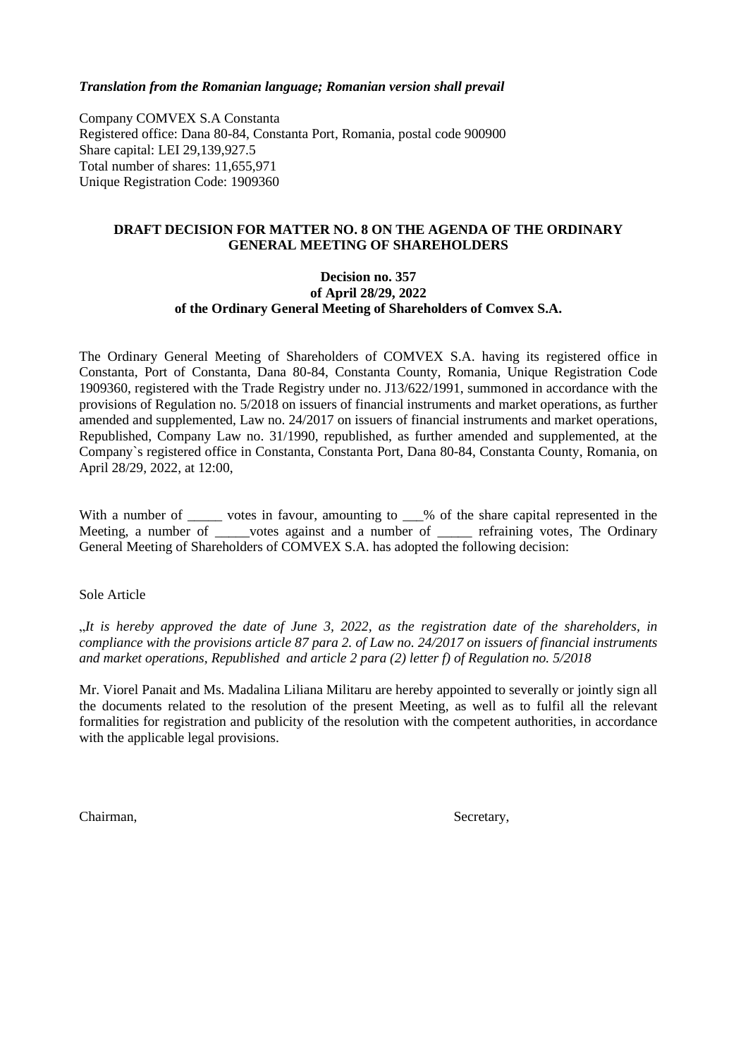***Translation from the Romanian language; Romanian version shall prevail***

Company COMVEX S.A Constanta
Registered office: Dana 80-84, Constanta Port, Romania, postal code 900900
Share capital: LEI 29,139,927.5
Total number of shares: 11,655,971
Unique Registration Code: 1909360

**DRAFT DECISION FOR MATTER NO. 8 ON THE AGENDA OF THE ORDINARY GENERAL MEETING OF SHAREHOLDERS**

**Decision no. 357**
**of April 28/29, 2022**
**of the Ordinary General Meeting of Shareholders of Comvex S.A.**

The Ordinary General Meeting of Shareholders of COMVEX S.A. having its registered office in Constanta, Port of Constanta, Dana 80-84, Constanta County, Romania, Unique Registration Code 1909360, registered with the Trade Registry under no. J13/622/1991, summoned in accordance with the provisions of Regulation no. 5/2018 on issuers of financial instruments and market operations, as further amended and supplemented, Law no. 24/2017 on issuers of financial instruments and market operations, Republished, Company Law no. 31/1990, republished, as further amended and supplemented, at the Company`s registered office in Constanta, Constanta Port, Dana 80-84, Constanta County, Romania, on April 28/29, 2022, at 12:00,

With a number of _____ votes in favour, amounting to ___% of the share capital represented in the Meeting, a number of _____votes against and a number of _____ refraining votes, The Ordinary General Meeting of Shareholders of COMVEX S.A. has adopted the following decision:

Sole Article

„*It is hereby approved the date of June 3, 2022, as the registration date of the shareholders, in compliance with the provisions article 87 para 2. of Law no. 24/2017 on issuers of financial instruments and market operations, Republished and article 2 para (2) letter f) of Regulation no. 5/2018*

Mr. Viorel Panait and Ms. Madalina Liliana Militaru are hereby appointed to severally or jointly sign all the documents related to the resolution of the present Meeting, as well as to fulfil all the relevant formalities for registration and publicity of the resolution with the competent authorities, in accordance with the applicable legal provisions.

Chairman, Secretary,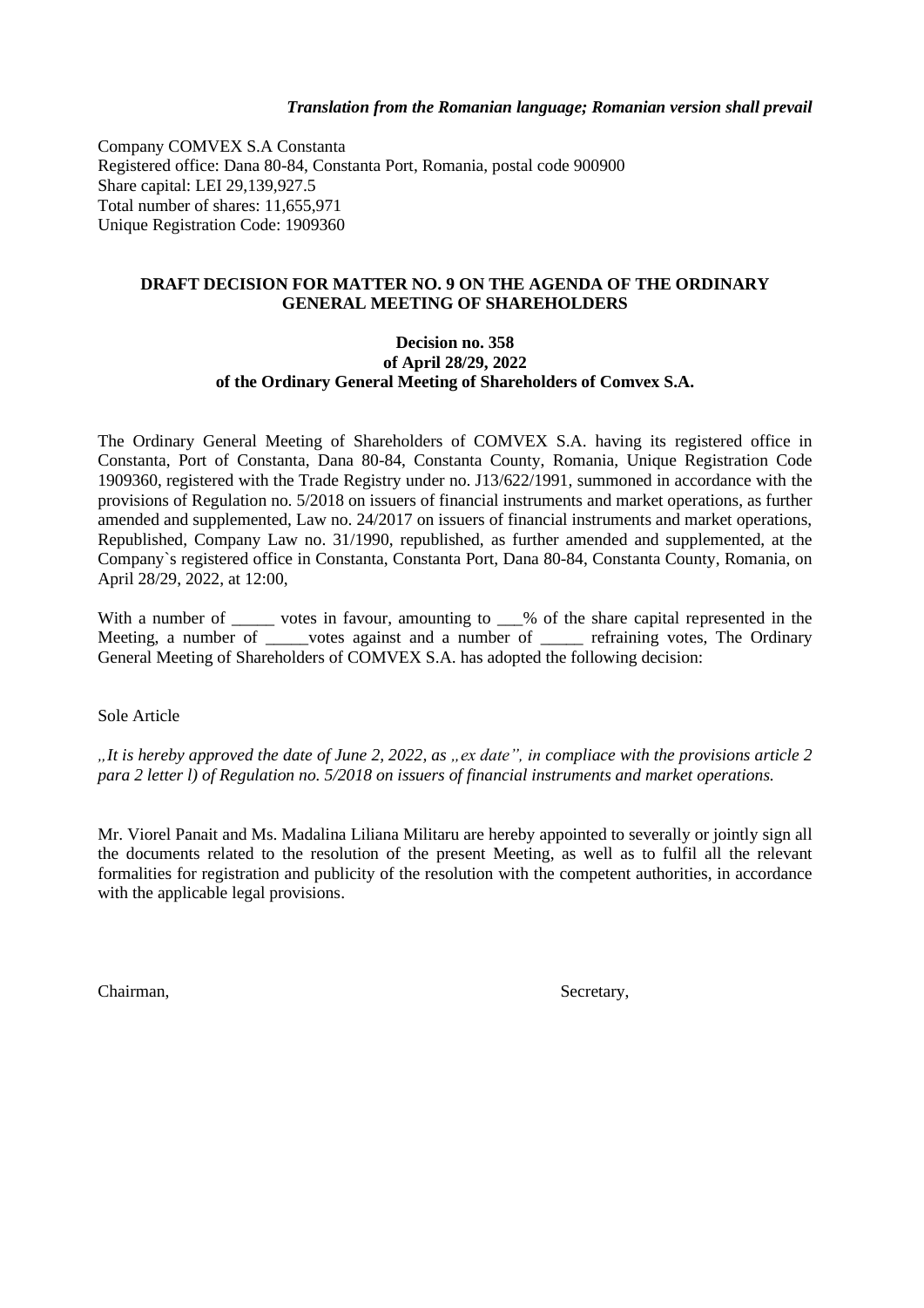*Translation from the Romanian language; Romanian version shall prevail*

Company COMVEX S.A Constanta
Registered office: Dana 80-84, Constanta Port, Romania, postal code 900900
Share capital: LEI 29,139,927.5
Total number of shares: 11,655,971
Unique Registration Code: 1909360

**DRAFT DECISION FOR MATTER NO. 9 ON THE AGENDA OF THE ORDINARY GENERAL MEETING OF SHAREHOLDERS**

**Decision no. 358**
**of April 28/29, 2022**
**of the Ordinary General Meeting of Shareholders of Comvex S.A.**

The Ordinary General Meeting of Shareholders of COMVEX S.A. having its registered office in Constanta, Port of Constanta, Dana 80-84, Constanta County, Romania, Unique Registration Code 1909360, registered with the Trade Registry under no. J13/622/1991, summoned in accordance with the provisions of Regulation no. 5/2018 on issuers of financial instruments and market operations, as further amended and supplemented, Law no. 24/2017 on issuers of financial instruments and market operations, Republished, Company Law no. 31/1990, republished, as further amended and supplemented, at the Company`s registered office in Constanta, Constanta Port, Dana 80-84, Constanta County, Romania, on April 28/29, 2022, at 12:00,

With a number of _____ votes in favour, amounting to ___% of the share capital represented in the Meeting, a number of _____votes against and a number of _____ refraining votes, The Ordinary General Meeting of Shareholders of COMVEX S.A. has adopted the following decision:

Sole Article

*„It is hereby approved the date of June 2, 2022, as „ex date", in compliace with the provisions article 2 para 2 letter l) of Regulation no. 5/2018 on issuers of financial instruments and market operations.*

Mr. Viorel Panait and Ms. Madalina Liliana Militaru are hereby appointed to severally or jointly sign all the documents related to the resolution of the present Meeting, as well as to fulfil all the relevant formalities for registration and publicity of the resolution with the competent authorities, in accordance with the applicable legal provisions.

Chairman, Secretary,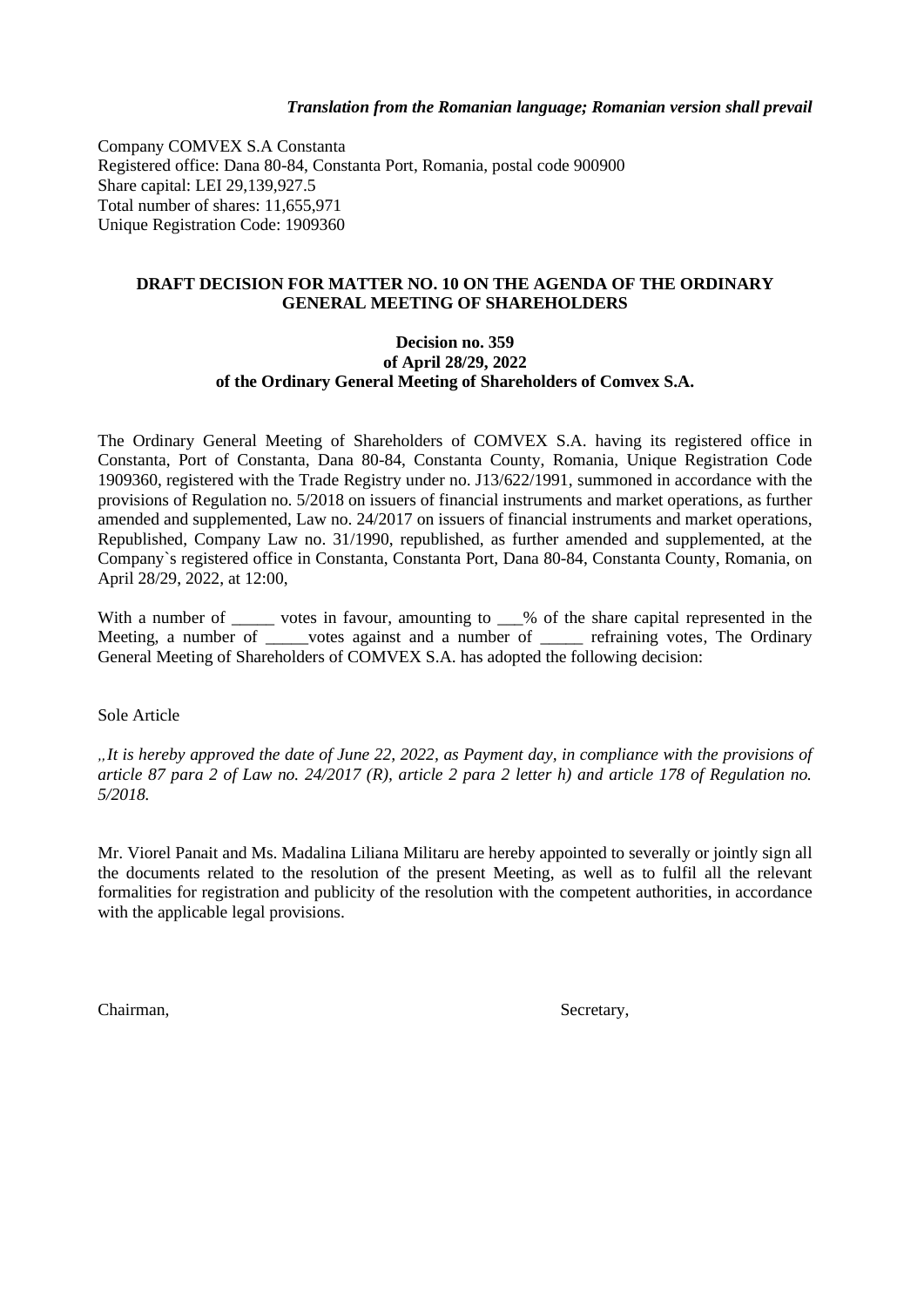*Translation from the Romanian language; Romanian version shall prevail*

Company COMVEX S.A Constanta
Registered office: Dana 80-84, Constanta Port, Romania, postal code 900900
Share capital: LEI 29,139,927.5
Total number of shares: 11,655,971
Unique Registration Code: 1909360

**DRAFT DECISION FOR MATTER NO. 10 ON THE AGENDA OF THE ORDINARY GENERAL MEETING OF SHAREHOLDERS**

**Decision no. 359**
**of April 28/29, 2022**
**of the Ordinary General Meeting of Shareholders of Comvex S.A.**

The Ordinary General Meeting of Shareholders of COMVEX S.A. having its registered office in Constanta, Port of Constanta, Dana 80-84, Constanta County, Romania, Unique Registration Code 1909360, registered with the Trade Registry under no. J13/622/1991, summoned in accordance with the provisions of Regulation no. 5/2018 on issuers of financial instruments and market operations, as further amended and supplemented, Law no. 24/2017 on issuers of financial instruments and market operations, Republished, Company Law no. 31/1990, republished, as further amended and supplemented, at the Company`s registered office in Constanta, Constanta Port, Dana 80-84, Constanta County, Romania, on April 28/29, 2022, at 12:00,

With a number of _____ votes in favour, amounting to ___% of the share capital represented in the Meeting, a number of _____votes against and a number of _____ refraining votes, The Ordinary General Meeting of Shareholders of COMVEX S.A. has adopted the following decision:

Sole Article

*„It is hereby approved the date of June 22, 2022, as Payment day, in compliance with the provisions of article 87 para 2 of Law no. 24/2017 (R), article 2 para 2 letter h) and article 178 of Regulation no. 5/2018.*

Mr. Viorel Panait and Ms. Madalina Liliana Militaru are hereby appointed to severally or jointly sign all the documents related to the resolution of the present Meeting, as well as to fulfil all the relevant formalities for registration and publicity of the resolution with the competent authorities, in accordance with the applicable legal provisions.

Chairman, Secretary,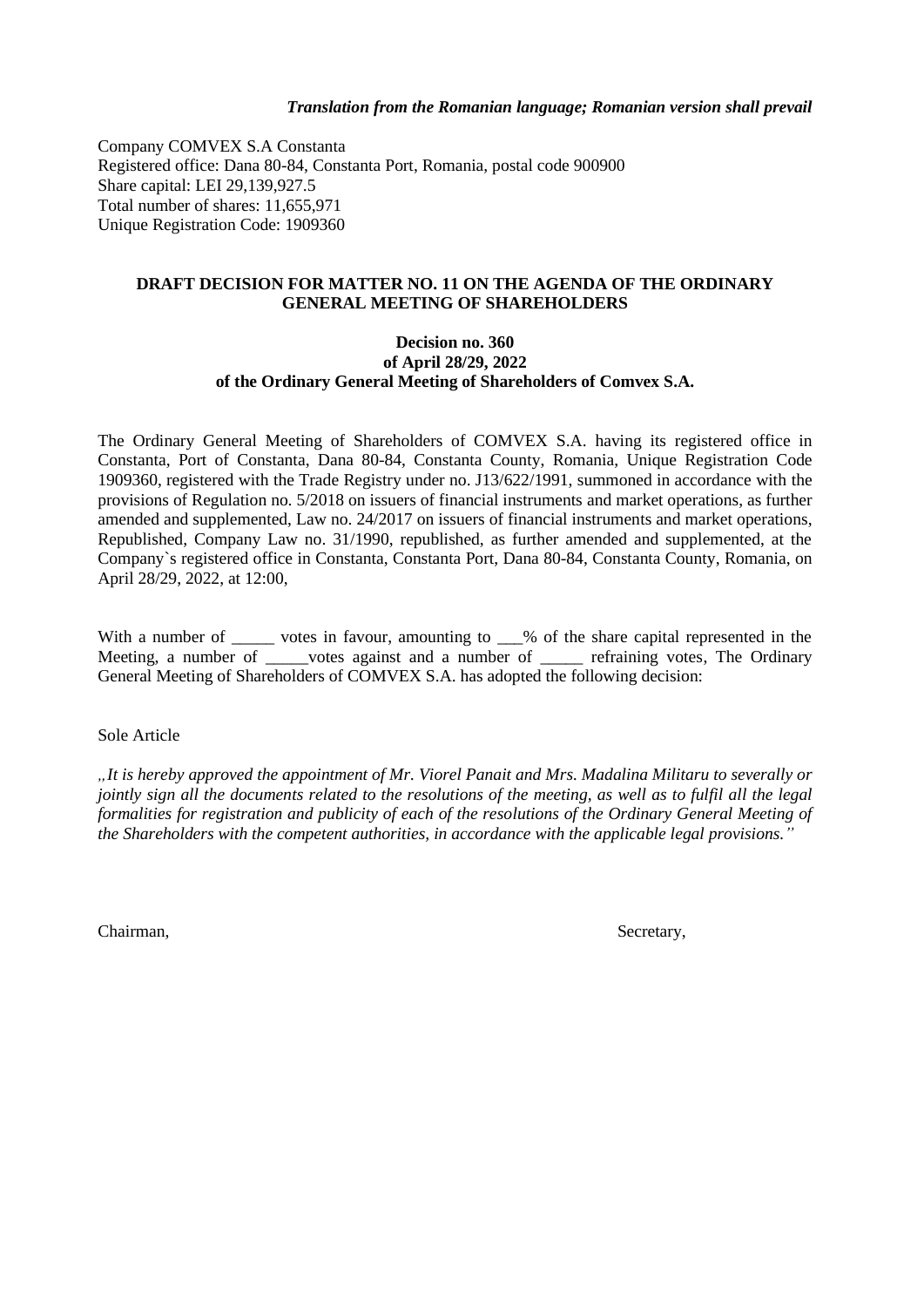*Translation from the Romanian language; Romanian version shall prevail*

Company COMVEX S.A Constanta
Registered office: Dana 80-84, Constanta Port, Romania, postal code 900900
Share capital: LEI 29,139,927.5
Total number of shares: 11,655,971
Unique Registration Code: 1909360

**DRAFT DECISION FOR MATTER NO. 11 ON THE AGENDA OF THE ORDINARY GENERAL MEETING OF SHAREHOLDERS**

**Decision no. 360**
**of April 28/29, 2022**
**of the Ordinary General Meeting of Shareholders of Comvex S.A.**

The Ordinary General Meeting of Shareholders of COMVEX S.A. having its registered office in Constanta, Port of Constanta, Dana 80-84, Constanta County, Romania, Unique Registration Code 1909360, registered with the Trade Registry under no. J13/622/1991, summoned in accordance with the provisions of Regulation no. 5/2018 on issuers of financial instruments and market operations, as further amended and supplemented, Law no. 24/2017 on issuers of financial instruments and market operations, Republished, Company Law no. 31/1990, republished, as further amended and supplemented, at the Company`s registered office in Constanta, Constanta Port, Dana 80-84, Constanta County, Romania, on April 28/29, 2022, at 12:00,

With a number of _____ votes in favour, amounting to ___% of the share capital represented in the Meeting, a number of _____votes against and a number of _____ refraining votes, The Ordinary General Meeting of Shareholders of COMVEX S.A. has adopted the following decision:

Sole Article

*„It is hereby approved the appointment of Mr. Viorel Panait and Mrs. Madalina Militaru to severally or jointly sign all the documents related to the resolutions of the meeting, as well as to fulfil all the legal formalities for registration and publicity of each of the resolutions of the Ordinary General Meeting of the Shareholders with the competent authorities, in accordance with the applicable legal provisions."*

Chairman,

Secretary,